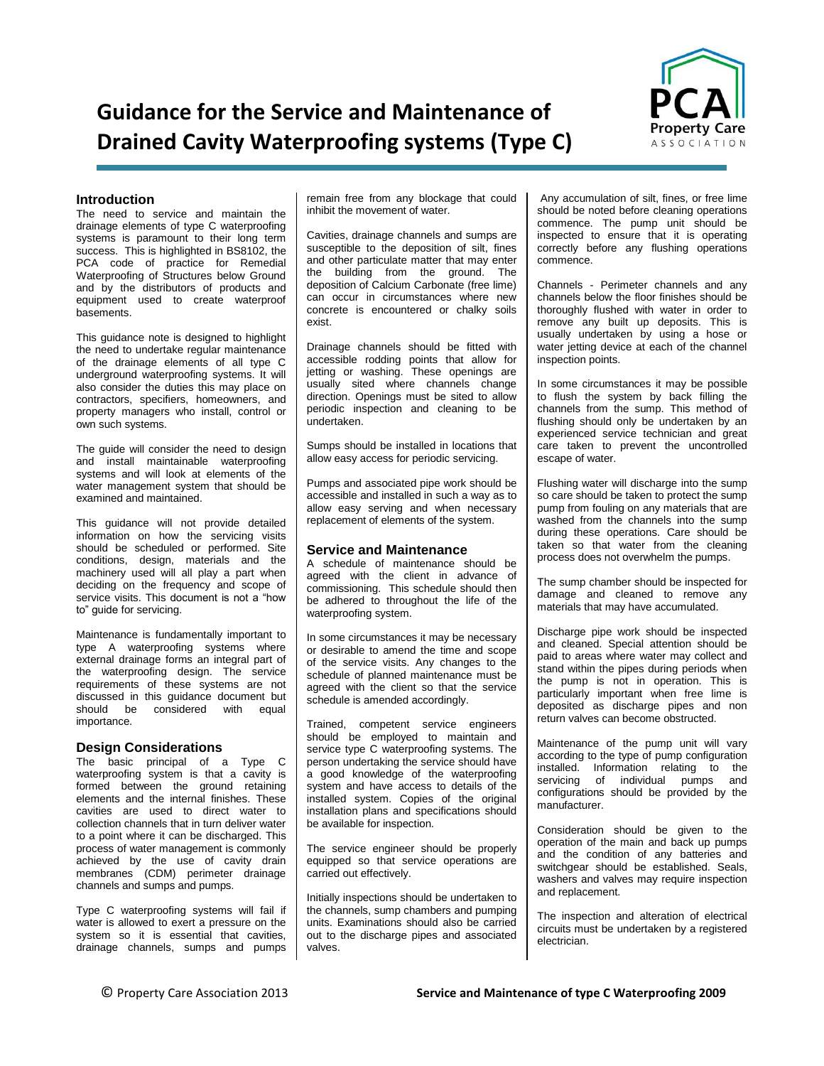# Guidance for the Service and Maintenance of Drained Cavity Waterproofing systems (Type C)

## Introduction

The need to service and maintain the drainage elements of type C waterproofing systems is paramount to their long term success. This is highlighted in BS8102, the PCA code of practice for Remedial Waterproofing of Structures below Ground and by the distributors of products and equipment used to create waterproof basements.

This guidance note is designed to highlight the need to undertake regular maintenance of the drainage elements of all type C underground waterproofing systems. It will also consider the duties this may place on contractors, specifiers, homeowners, and property managers who install, control or own such systems.

The guide will consider the need to design and install maintainable waterproofing systems and will look at elements of the water management system that should be examined and maintained.

This guidance will not provide detailed information on how the servicing visits should be scheduled or performed. Site conditions, design, materials and the machinery used will all play a part when deciding on the frequency and scope of service visits. This document is not a "how to" guide for servicing.

Maintenance is fundamentally important to type A waterproofing systems where external drainage forms an integral part of the waterproofing design. The service requirements of these systems are not discussed in this guidance document but should be considered with equal importance.

## Design Considerations

The basic principal of a Type C waterproofing system is that a cavity is formed between the ground retaining elements and the internal finishes. These cavities are used to direct water to collection channels that in turn deliver water to a point where it can be discharged. This process of water management is commonly achieved by the use of cavity drain membranes (CDM) perimeter drainage channels and sumps and pumps.

Type C waterproofing systems will fail if water is allowed to exert a pressure on the system so it is essential that cavities, drainage channels, sumps and pumps remain free from any blockage that could inhibit the movement of water.

Cavities, drainage channels and sumps are susceptible to the deposition of silt, fines and other particulate matter that may enter the building from the ground. The deposition of Calcium Carbonate (free lime) can occur in circumstances where new concrete is encountered or chalky soils exist.

Drainage channels should be fitted with accessible rodding points that allow for jetting or washing. These openings are usually sited where channels change direction. Openings must be sited to allow periodic inspection and cleaning to be undertaken.

Sumps should be installed in locations that allow easy access for periodic servicing.

Pumps and associated pipe work should be accessible and installed in such a way as to allow easy serving and when necessary replacement of elements of the system.

## Service and Maintenance

A schedule of maintenance should be agreed with the client in advance of commissioning. This schedule should then be adhered to throughout the life of the waterproofing system.

In some circumstances it may be necessary or desirable to amend the time and scope of the service visits. Any changes to the schedule of planned maintenance must be agreed with the client so that the service schedule is amended accordingly.

Trained, competent service engineers should be employed to maintain and service type C waterproofing systems. The person undertaking the service should have a good knowledge of the waterproofing system and have access to details of the installed system. Copies of the original installation plans and specifications should be available for inspection.

The service engineer should be properly equipped so that service operations are carried out effectively.

Initially inspections should be undertaken to the channels, sump chambers and pumping units. Examinations should also be carried out to the discharge pipes and associated valves.

Any accumulation of silt, fines, or free lime should be noted before cleaning operations commence. The pump unit should be inspected to ensure that it is operating correctly before any flushing operations commence.

Channels - Perimeter channels and any channels below the floor finishes should be thoroughly flushed with water in order to remove any built up deposits. This is usually undertaken by using a hose or water jetting device at each of the channel inspection points.

In some circumstances it may be possible to flush the system by back filling the channels from the sump. This method of flushing should only be undertaken by an experienced service technician and great care taken to prevent the uncontrolled escape of water.

Flushing water will discharge into the sump so care should be taken to protect the sump pump from fouling on any materials that are washed from the channels into the sump during these operations. Care should be taken so that water from the cleaning process does not overwhelm the pumps.

The sump chamber should be inspected for damage and cleaned to remove any materials that may have accumulated.

Discharge pipe work should be inspected and cleaned. Special attention should be paid to areas where water may collect and stand within the pipes during periods when the pump is not in operation. This is particularly important when free lime is deposited as discharge pipes and non return valves can become obstructed.

Maintenance of the pump unit will vary according to the type of pump configuration installed. Information relating to the servicing of individual pumps and configurations should be provided by the manufacturer.

Consideration should be given to the operation of the main and back up pumps and the condition of any batteries and switchgear should be established. Seals, washers and valves may require inspection and replacement.

The inspection and alteration of electrical circuits must be undertaken by a registered electrician.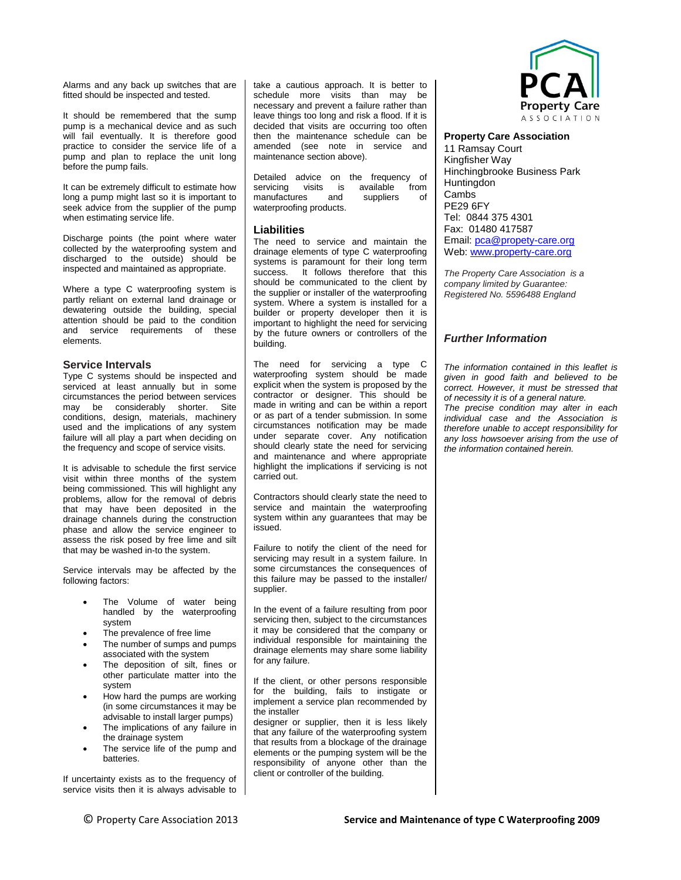Alarms and any back up switches that are fitted should be inspected and tested.

It should be remembered that the sump pump is a mechanical device and as such will fail eventually. It is therefore good practice to consider the service life of a pump and plan to replace the unit long before the pump fails.

It can be extremely difficult to estimate how long a pump might last so it is important to seek advice from the supplier of the pump when estimating service life.

Discharge points (the point where water collected by the waterproofing system and discharged to the outside) should be inspected and maintained as appropriate.

Where a type C waterproofing system is partly reliant on external land drainage or dewatering outside the building, special attention should be paid to the condition and service requirements of these elements.

## Service Intervals

Type C systems should be inspected and serviced at least annually but in some circumstances the period between services may be considerably shorter. Site conditions, design, materials, machinery used and the implications of any system failure will all play a part when deciding on the frequency and scope of service visits.

It is advisable to schedule the first service visit within three months of the system being commissioned. This will highlight any problems, allow for the removal of debris that may have been deposited in the drainage channels during the construction phase and allow the service engineer to assess the risk posed by free lime and silt that may be washed in-to the system.

Service intervals may be affected by the following factors:

- The Volume of water being handled by the waterproofing system
- The prevalence of free lime
- The number of sumps and pumps associated with the system
- The deposition of silt, fines or other particulate matter into the system
- How hard the pumps are working (in some circumstances it may be advisable to install larger pumps)
- The implications of any failure in the drainage system
- The service life of the pump and batteries.

If uncertainty exists as to the frequency of service visits then it is always advisable to take a cautious approach. It is better to schedule more visits than may be necessary and prevent a failure rather than leave things too long and risk a flood. If it is decided that visits are occurring too often then the maintenance schedule can be amended (see note in service and maintenance section above).

Detailed advice on the frequency of servicing visits is available from manufactures and suppliers of waterproofing products.

## Liabilities

The need to service and maintain the drainage elements of type C waterproofing systems is paramount for their long term success. It follows therefore that this should be communicated to the client by the supplier or installer of the waterproofing system. Where a system is installed for a builder or property developer then it is important to highlight the need for servicing by the future owners or controllers of the building.

The need for servicing a type C waterproofing system should be made explicit when the system is proposed by the contractor or designer. This should be made in writing and can be within a report or as part of a tender submission. In some circumstances notification may be made under separate cover. Any notification should clearly state the need for servicing and maintenance and where appropriate highlight the implications if servicing is not carried out.

Contractors should clearly state the need to service and maintain the waterproofing system within any guarantees that may be issued.

Failure to notify the client of the need for servicing may result in a system failure. In some circumstances the consequences of this failure may be passed to the installer/ supplier.

In the event of a failure resulting from poor servicing then, subject to the circumstances it may be considered that the company or individual responsible for maintaining the drainage elements may share some liability for any failure.

If the client, or other persons responsible for the building, fails to instigate or implement a service plan recommended by the installer
designer or supplier, then it is less likely that any failure of the waterproofing system that results from a blockage of the drainage elements or the pumping system will be the responsibility of anyone other than the client or controller of the building.

PCA Property Care ASSOCIATION

**Property Care Association**
11 Ramsay Court
Kingfisher Way
Hinchingbrooke Business Park
Huntingdon
Cambs
PE29 6FY
Tel: 0844 375 4301
Fax: 01480 417587
Email: pca@propety-care.org
Web: www.property-care.org

*The Property Care Association is a company limited by Guarantee: Registered No. 5596488 England*

### *Further Information*

*The information contained in this leaflet is given in good faith and believed to be correct. However, it must be stressed that of necessity it is of a general nature.*
*The precise condition may alter in each individual case and the Association is therefore unable to accept responsibility for any loss howsoever arising from the use of the information contained herein.*

© Property Care Association 2013

**Service and Maintenance of type C Waterproofing 2009**